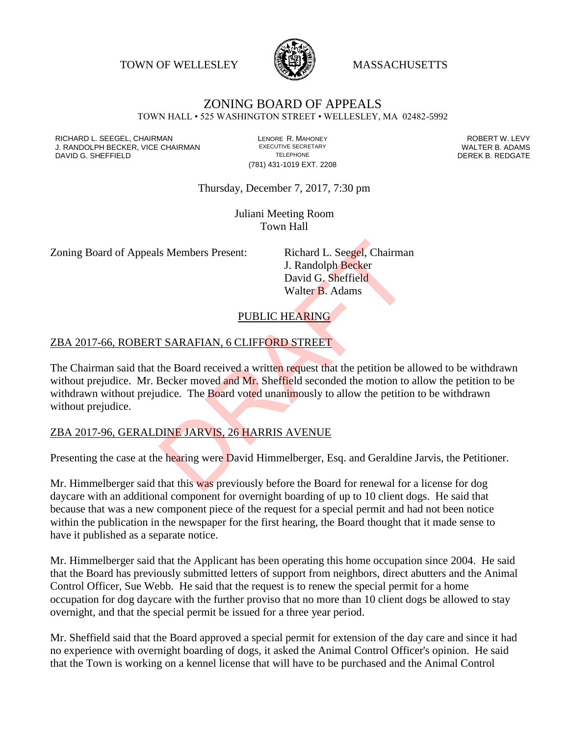TOWN OF WELLESLEY MASSACHUSETTS

# ZONING BOARD OF APPEALS

TOWN HALL • 525 WASHINGTON STREET • WELLESLEY, MA 02482-5992

RICHARD L. SEEGEL, CHAIRMAN
J. RANDOLPH BECKER, VICE CHAIRMAN
DAVID G. SHEFFIELD

LENORE R. MAHONEY
EXECUTIVE SECRETARY
TELEPHONE
(781) 431-1019 EXT. 2208

ROBERT W. LEVY
WALTER B. ADAMS
DEREK B. REDGATE

Thursday, December 7, 2017, 7:30 pm

Juliani Meeting Room
Town Hall

Zoning Board of Appeals Members Present: Richard L. Seegel, Chairman
J. Randolph Becker
David G. Sheffield
Walter B. Adams

## PUBLIC HEARING

## ZBA 2017-66, ROBERT SARAFIAN, 6 CLIFFORD STREET

The Chairman said that the Board received a written request that the petition be allowed to be withdrawn without prejudice. Mr. Becker moved and Mr. Sheffield seconded the motion to allow the petition to be withdrawn without prejudice. The Board voted unanimously to allow the petition to be withdrawn without prejudice.

## ZBA 2017-96, GERALDINE JARVIS, 26 HARRIS AVENUE

Presenting the case at the hearing were David Himmelberger, Esq. and Geraldine Jarvis, the Petitioner.

Mr. Himmelberger said that this was previously before the Board for renewal for a license for dog daycare with an additional component for overnight boarding of up to 10 client dogs. He said that because that was a new component piece of the request for a special permit and had not been notice within the publication in the newspaper for the first hearing, the Board thought that it made sense to have it published as a separate notice.

Mr. Himmelberger said that the Applicant has been operating this home occupation since 2004. He said that the Board has previously submitted letters of support from neighbors, direct abutters and the Animal Control Officer, Sue Webb. He said that the request is to renew the special permit for a home occupation for dog daycare with the further proviso that no more than 10 client dogs be allowed to stay overnight, and that the special permit be issued for a three year period.

Mr. Sheffield said that the Board approved a special permit for extension of the day care and since it had no experience with overnight boarding of dogs, it asked the Animal Control Officer's opinion. He said that the Town is working on a kennel license that will have to be purchased and the Animal Control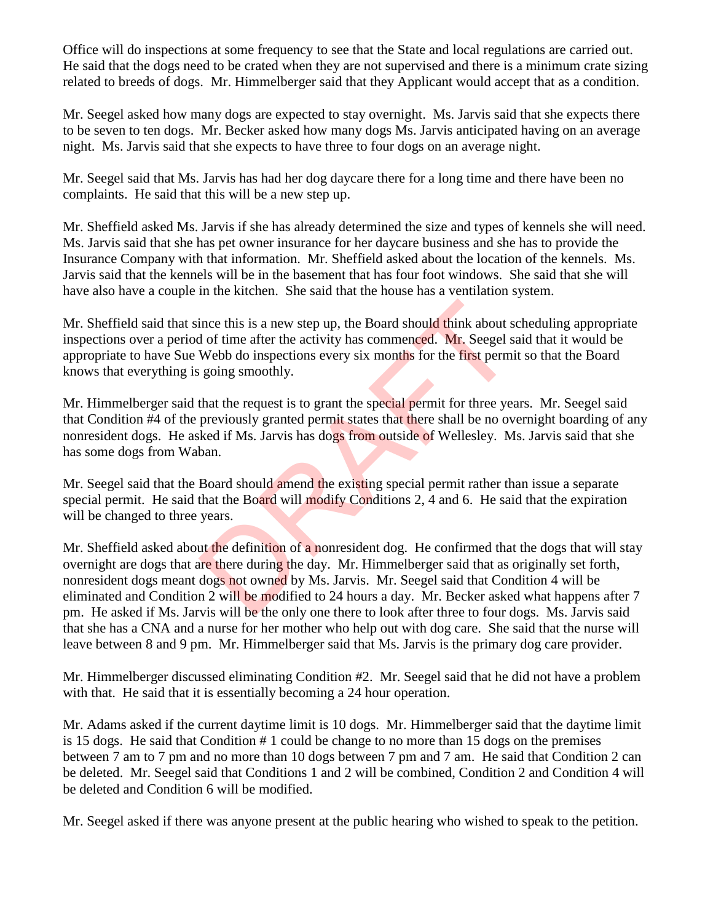Office will do inspections at some frequency to see that the State and local regulations are carried out. He said that the dogs need to be crated when they are not supervised and there is a minimum crate sizing related to breeds of dogs. Mr. Himmelberger said that they Applicant would accept that as a condition.

Mr. Seegel asked how many dogs are expected to stay overnight. Ms. Jarvis said that she expects there to be seven to ten dogs. Mr. Becker asked how many dogs Ms. Jarvis anticipated having on an average night. Ms. Jarvis said that she expects to have three to four dogs on an average night.

Mr. Seegel said that Ms. Jarvis has had her dog daycare there for a long time and there have been no complaints. He said that this will be a new step up.

Mr. Sheffield asked Ms. Jarvis if she has already determined the size and types of kennels she will need. Ms. Jarvis said that she has pet owner insurance for her daycare business and she has to provide the Insurance Company with that information. Mr. Sheffield asked about the location of the kennels. Ms. Jarvis said that the kennels will be in the basement that has four foot windows. She said that she will have also have a couple in the kitchen. She said that the house has a ventilation system.

Mr. Sheffield said that since this is a new step up, the Board should think about scheduling appropriate inspections over a period of time after the activity has commenced. Mr. Seegel said that it would be appropriate to have Sue Webb do inspections every six months for the first permit so that the Board knows that everything is going smoothly.

Mr. Himmelberger said that the request is to grant the special permit for three years. Mr. Seegel said that Condition #4 of the previously granted permit states that there shall be no overnight boarding of any nonresident dogs. He asked if Ms. Jarvis has dogs from outside of Wellesley. Ms. Jarvis said that she has some dogs from Waban.

Mr. Seegel said that the Board should amend the existing special permit rather than issue a separate special permit. He said that the Board will modify Conditions 2, 4 and 6. He said that the expiration will be changed to three years.

Mr. Sheffield asked about the definition of a nonresident dog. He confirmed that the dogs that will stay overnight are dogs that are there during the day. Mr. Himmelberger said that as originally set forth, nonresident dogs meant dogs not owned by Ms. Jarvis. Mr. Seegel said that Condition 4 will be eliminated and Condition 2 will be modified to 24 hours a day. Mr. Becker asked what happens after 7 pm. He asked if Ms. Jarvis will be the only one there to look after three to four dogs. Ms. Jarvis said that she has a CNA and a nurse for her mother who help out with dog care. She said that the nurse will leave between 8 and 9 pm. Mr. Himmelberger said that Ms. Jarvis is the primary dog care provider.

Mr. Himmelberger discussed eliminating Condition #2. Mr. Seegel said that he did not have a problem with that. He said that it is essentially becoming a 24 hour operation.

Mr. Adams asked if the current daytime limit is 10 dogs. Mr. Himmelberger said that the daytime limit is 15 dogs. He said that Condition # 1 could be change to no more than 15 dogs on the premises between 7 am to 7 pm and no more than 10 dogs between 7 pm and 7 am. He said that Condition 2 can be deleted. Mr. Seegel said that Conditions 1 and 2 will be combined, Condition 2 and Condition 4 will be deleted and Condition 6 will be modified.

Mr. Seegel asked if there was anyone present at the public hearing who wished to speak to the petition.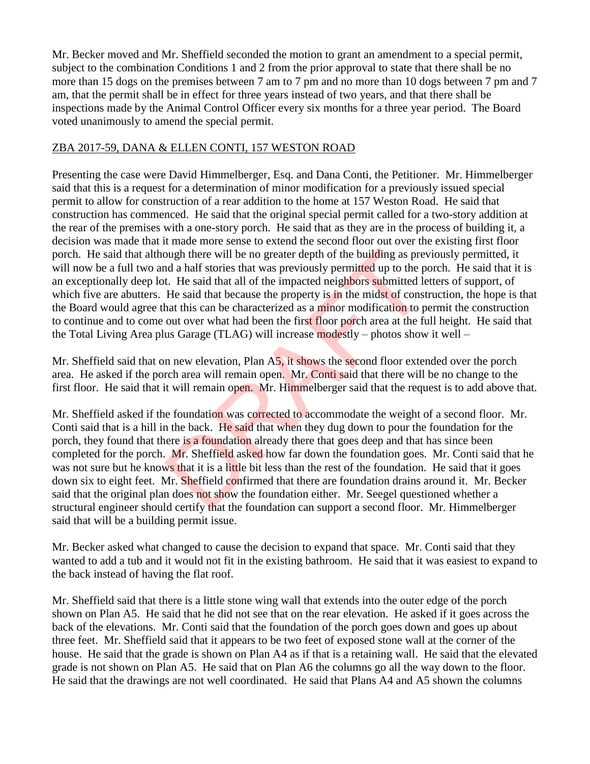Mr. Becker moved and Mr. Sheffield seconded the motion to grant an amendment to a special permit, subject to the combination Conditions 1 and 2 from the prior approval to state that there shall be no more than 15 dogs on the premises between 7 am to 7 pm and no more than 10 dogs between 7 pm and 7 am, that the permit shall be in effect for three years instead of two years, and that there shall be inspections made by the Animal Control Officer every six months for a three year period. The Board voted unanimously to amend the special permit.

## ZBA 2017-59, DANA & ELLEN CONTI, 157 WESTON ROAD

Presenting the case were David Himmelberger, Esq. and Dana Conti, the Petitioner. Mr. Himmelberger said that this is a request for a determination of minor modification for a previously issued special permit to allow for construction of a rear addition to the home at 157 Weston Road. He said that construction has commenced. He said that the original special permit called for a two-story addition at the rear of the premises with a one-story porch. He said that as they are in the process of building it, a decision was made that it made more sense to extend the second floor out over the existing first floor porch. He said that although there will be no greater depth of the building as previously permitted, it will now be a full two and a half stories that was previously permitted up to the porch. He said that it is an exceptionally deep lot. He said that all of the impacted neighbors submitted letters of support, of which five are abutters. He said that because the property is in the midst of construction, the hope is that the Board would agree that this can be characterized as a minor modification to permit the construction to continue and to come out over what had been the first floor porch area at the full height. He said that the Total Living Area plus Garage (TLAG) will increase modestly – photos show it well –

Mr. Sheffield said that on new elevation, Plan A5, it shows the second floor extended over the porch area. He asked if the porch area will remain open. Mr. Conti said that there will be no change to the first floor. He said that it will remain open. Mr. Himmelberger said that the request is to add above that.

Mr. Sheffield asked if the foundation was corrected to accommodate the weight of a second floor. Mr. Conti said that is a hill in the back. He said that when they dug down to pour the foundation for the porch, they found that there is a foundation already there that goes deep and that has since been completed for the porch. Mr. Sheffield asked how far down the foundation goes. Mr. Conti said that he was not sure but he knows that it is a little bit less than the rest of the foundation. He said that it goes down six to eight feet. Mr. Sheffield confirmed that there are foundation drains around it. Mr. Becker said that the original plan does not show the foundation either. Mr. Seegel questioned whether a structural engineer should certify that the foundation can support a second floor. Mr. Himmelberger said that will be a building permit issue.

Mr. Becker asked what changed to cause the decision to expand that space. Mr. Conti said that they wanted to add a tub and it would not fit in the existing bathroom. He said that it was easiest to expand to the back instead of having the flat roof.

Mr. Sheffield said that there is a little stone wing wall that extends into the outer edge of the porch shown on Plan A5. He said that he did not see that on the rear elevation. He asked if it goes across the back of the elevations. Mr. Conti said that the foundation of the porch goes down and goes up about three feet. Mr. Sheffield said that it appears to be two feet of exposed stone wall at the corner of the house. He said that the grade is shown on Plan A4 as if that is a retaining wall. He said that the elevated grade is not shown on Plan A5. He said that on Plan A6 the columns go all the way down to the floor. He said that the drawings are not well coordinated. He said that Plans A4 and A5 shown the columns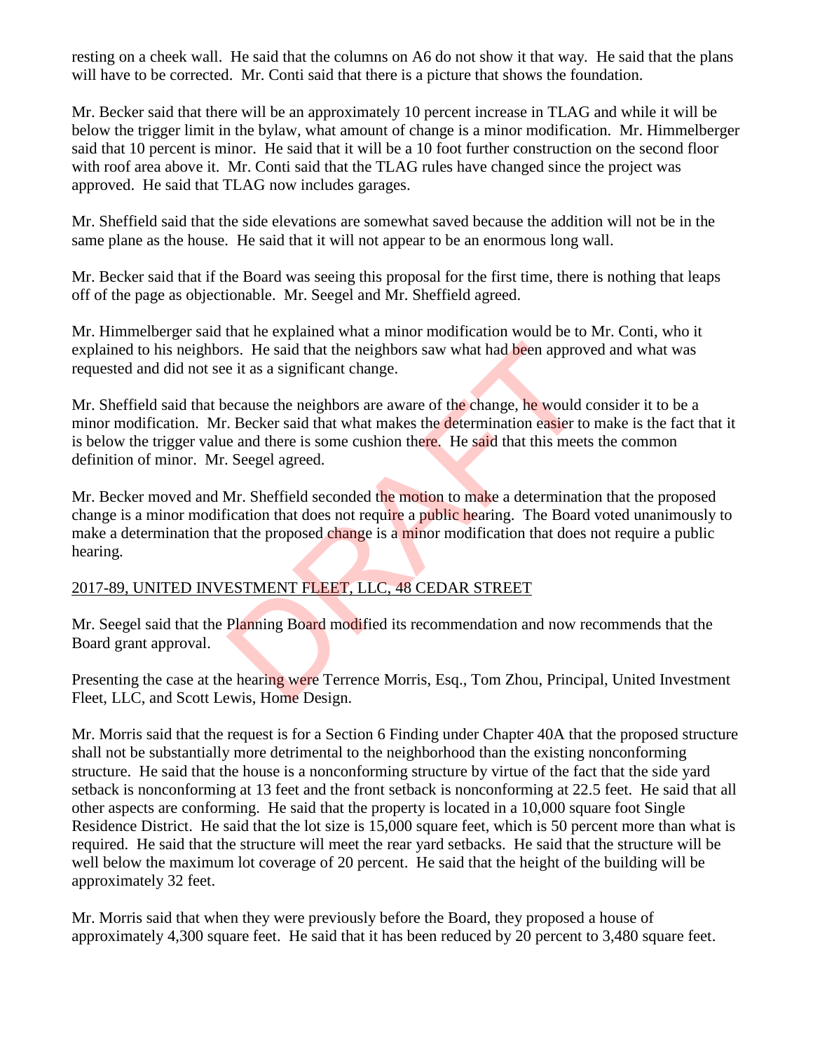resting on a cheek wall. He said that the columns on A6 do not show it that way. He said that the plans will have to be corrected. Mr. Conti said that there is a picture that shows the foundation.

Mr. Becker said that there will be an approximately 10 percent increase in TLAG and while it will be below the trigger limit in the bylaw, what amount of change is a minor modification. Mr. Himmelberger said that 10 percent is minor. He said that it will be a 10 foot further construction on the second floor with roof area above it. Mr. Conti said that the TLAG rules have changed since the project was approved. He said that TLAG now includes garages.

Mr. Sheffield said that the side elevations are somewhat saved because the addition will not be in the same plane as the house. He said that it will not appear to be an enormous long wall.

Mr. Becker said that if the Board was seeing this proposal for the first time, there is nothing that leaps off of the page as objectionable. Mr. Seegel and Mr. Sheffield agreed.

Mr. Himmelberger said that he explained what a minor modification would be to Mr. Conti, who it explained to his neighbors. He said that the neighbors saw what had been approved and what was requested and did not see it as a significant change.

Mr. Sheffield said that because the neighbors are aware of the change, he would consider it to be a minor modification. Mr. Becker said that what makes the determination easier to make is the fact that it is below the trigger value and there is some cushion there. He said that this meets the common definition of minor. Mr. Seegel agreed.

Mr. Becker moved and Mr. Sheffield seconded the motion to make a determination that the proposed change is a minor modification that does not require a public hearing. The Board voted unanimously to make a determination that the proposed change is a minor modification that does not require a public hearing.

2017-89, UNITED INVESTMENT FLEET, LLC, 48 CEDAR STREET

Mr. Seegel said that the Planning Board modified its recommendation and now recommends that the Board grant approval.

Presenting the case at the hearing were Terrence Morris, Esq., Tom Zhou, Principal, United Investment Fleet, LLC, and Scott Lewis, Home Design.

Mr. Morris said that the request is for a Section 6 Finding under Chapter 40A that the proposed structure shall not be substantially more detrimental to the neighborhood than the existing nonconforming structure. He said that the house is a nonconforming structure by virtue of the fact that the side yard setback is nonconforming at 13 feet and the front setback is nonconforming at 22.5 feet. He said that all other aspects are conforming. He said that the property is located in a 10,000 square foot Single Residence District. He said that the lot size is 15,000 square feet, which is 50 percent more than what is required. He said that the structure will meet the rear yard setbacks. He said that the structure will be well below the maximum lot coverage of 20 percent. He said that the height of the building will be approximately 32 feet.

Mr. Morris said that when they were previously before the Board, they proposed a house of approximately 4,300 square feet. He said that it has been reduced by 20 percent to 3,480 square feet.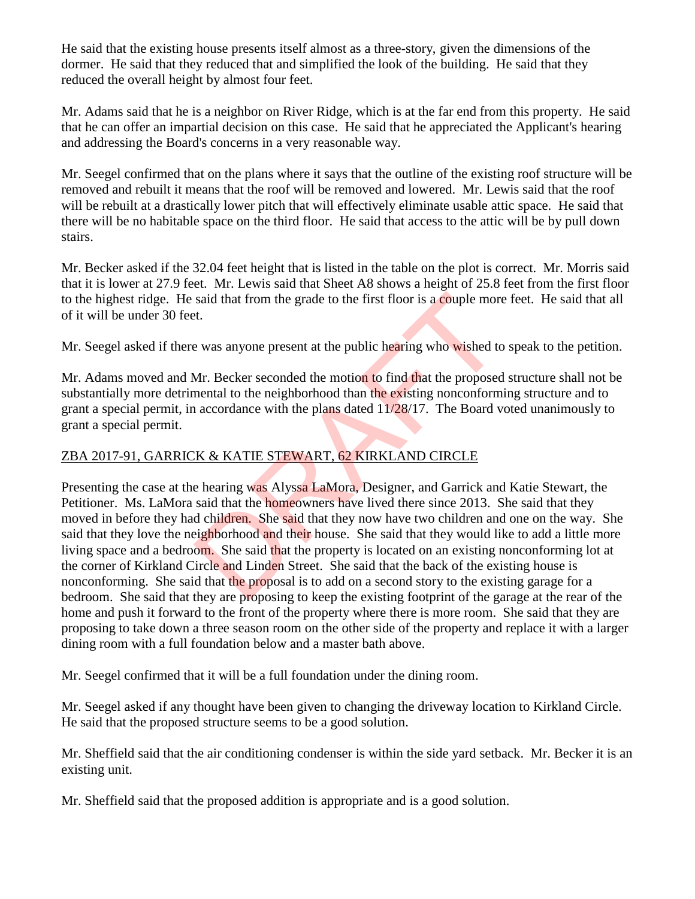He said that the existing house presents itself almost as a three-story, given the dimensions of the dormer. He said that they reduced that and simplified the look of the building. He said that they reduced the overall height by almost four feet.

Mr. Adams said that he is a neighbor on River Ridge, which is at the far end from this property. He said that he can offer an impartial decision on this case. He said that he appreciated the Applicant's hearing and addressing the Board's concerns in a very reasonable way.

Mr. Seegel confirmed that on the plans where it says that the outline of the existing roof structure will be removed and rebuilt it means that the roof will be removed and lowered. Mr. Lewis said that the roof will be rebuilt at a drastically lower pitch that will effectively eliminate usable attic space. He said that there will be no habitable space on the third floor. He said that access to the attic will be by pull down stairs.

Mr. Becker asked if the 32.04 feet height that is listed in the table on the plot is correct. Mr. Morris said that it is lower at 27.9 feet. Mr. Lewis said that Sheet A8 shows a height of 25.8 feet from the first floor to the highest ridge. He said that from the grade to the first floor is a couple more feet. He said that all of it will be under 30 feet.

Mr. Seegel asked if there was anyone present at the public hearing who wished to speak to the petition.

Mr. Adams moved and Mr. Becker seconded the motion to find that the proposed structure shall not be substantially more detrimental to the neighborhood than the existing nonconforming structure and to grant a special permit, in accordance with the plans dated 11/28/17. The Board voted unanimously to grant a special permit.

ZBA 2017-91, GARRICK & KATIE STEWART, 62 KIRKLAND CIRCLE

Presenting the case at the hearing was Alyssa LaMora, Designer, and Garrick and Katie Stewart, the Petitioner. Ms. LaMora said that the homeowners have lived there since 2013. She said that they moved in before they had children. She said that they now have two children and one on the way. She said that they love the neighborhood and their house. She said that they would like to add a little more living space and a bedroom. She said that the property is located on an existing nonconforming lot at the corner of Kirkland Circle and Linden Street. She said that the back of the existing house is nonconforming. She said that the proposal is to add on a second story to the existing garage for a bedroom. She said that they are proposing to keep the existing footprint of the garage at the rear of the home and push it forward to the front of the property where there is more room. She said that they are proposing to take down a three season room on the other side of the property and replace it with a larger dining room with a full foundation below and a master bath above.

Mr. Seegel confirmed that it will be a full foundation under the dining room.

Mr. Seegel asked if any thought have been given to changing the driveway location to Kirkland Circle. He said that the proposed structure seems to be a good solution.

Mr. Sheffield said that the air conditioning condenser is within the side yard setback. Mr. Becker it is an existing unit.

Mr. Sheffield said that the proposed addition is appropriate and is a good solution.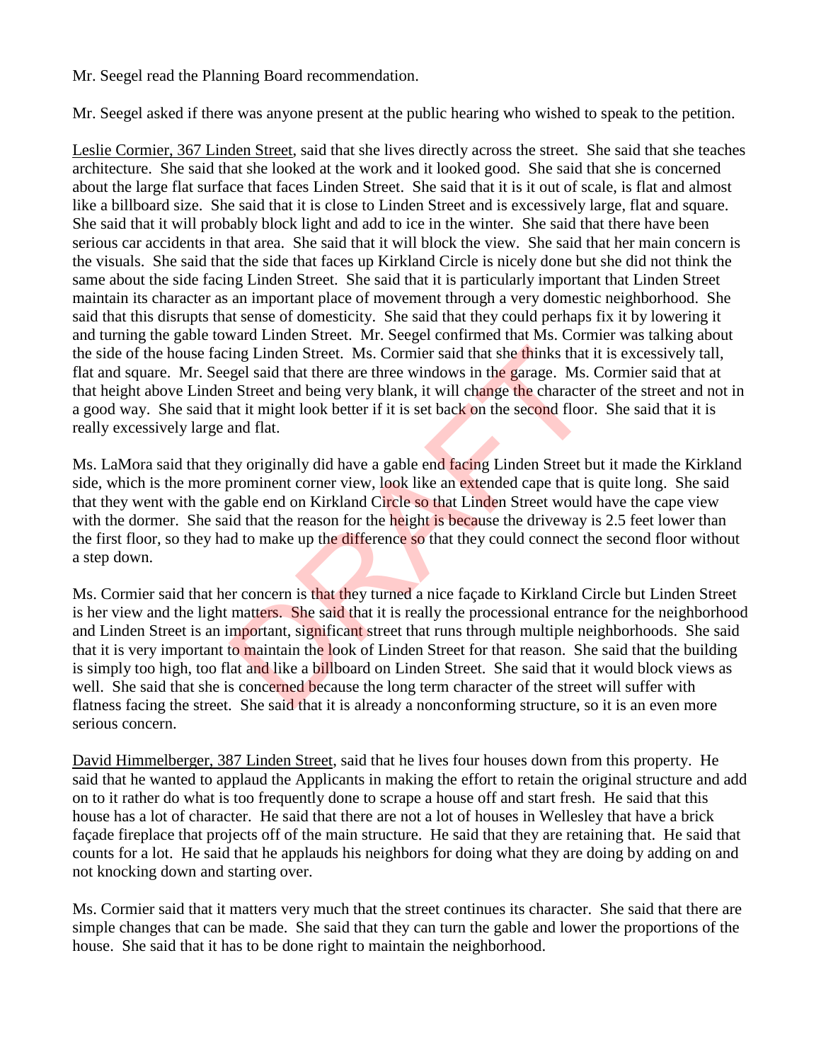Mr. Seegel read the Planning Board recommendation.

Mr. Seegel asked if there was anyone present at the public hearing who wished to speak to the petition.

Leslie Cormier, 367 Linden Street, said that she lives directly across the street. She said that she teaches architecture. She said that she looked at the work and it looked good. She said that she is concerned about the large flat surface that faces Linden Street. She said that it is it out of scale, is flat and almost like a billboard size. She said that it is close to Linden Street and is excessively large, flat and square. She said that it will probably block light and add to ice in the winter. She said that there have been serious car accidents in that area. She said that it will block the view. She said that her main concern is the visuals. She said that the side that faces up Kirkland Circle is nicely done but she did not think the same about the side facing Linden Street. She said that it is particularly important that Linden Street maintain its character as an important place of movement through a very domestic neighborhood. She said that this disrupts that sense of domesticity. She said that they could perhaps fix it by lowering it and turning the gable toward Linden Street. Mr. Seegel confirmed that Ms. Cormier was talking about the side of the house facing Linden Street. Ms. Cormier said that she thinks that it is excessively tall, flat and square. Mr. Seegel said that there are three windows in the garage. Ms. Cormier said that at that height above Linden Street and being very blank, it will change the character of the street and not in a good way. She said that it might look better if it is set back on the second floor. She said that it is really excessively large and flat.

Ms. LaMora said that they originally did have a gable end facing Linden Street but it made the Kirkland side, which is the more prominent corner view, look like an extended cape that is quite long. She said that they went with the gable end on Kirkland Circle so that Linden Street would have the cape view with the dormer. She said that the reason for the height is because the driveway is 2.5 feet lower than the first floor, so they had to make up the difference so that they could connect the second floor without a step down.

Ms. Cormier said that her concern is that they turned a nice façade to Kirkland Circle but Linden Street is her view and the light matters. She said that it is really the processional entrance for the neighborhood and Linden Street is an important, significant street that runs through multiple neighborhoods. She said that it is very important to maintain the look of Linden Street for that reason. She said that the building is simply too high, too flat and like a billboard on Linden Street. She said that it would block views as well. She said that she is concerned because the long term character of the street will suffer with flatness facing the street. She said that it is already a nonconforming structure, so it is an even more serious concern.

David Himmelberger, 387 Linden Street, said that he lives four houses down from this property. He said that he wanted to applaud the Applicants in making the effort to retain the original structure and add on to it rather do what is too frequently done to scrape a house off and start fresh. He said that this house has a lot of character. He said that there are not a lot of houses in Wellesley that have a brick façade fireplace that projects off of the main structure. He said that they are retaining that. He said that counts for a lot. He said that he applauds his neighbors for doing what they are doing by adding on and not knocking down and starting over.

Ms. Cormier said that it matters very much that the street continues its character. She said that there are simple changes that can be made. She said that they can turn the gable and lower the proportions of the house. She said that it has to be done right to maintain the neighborhood.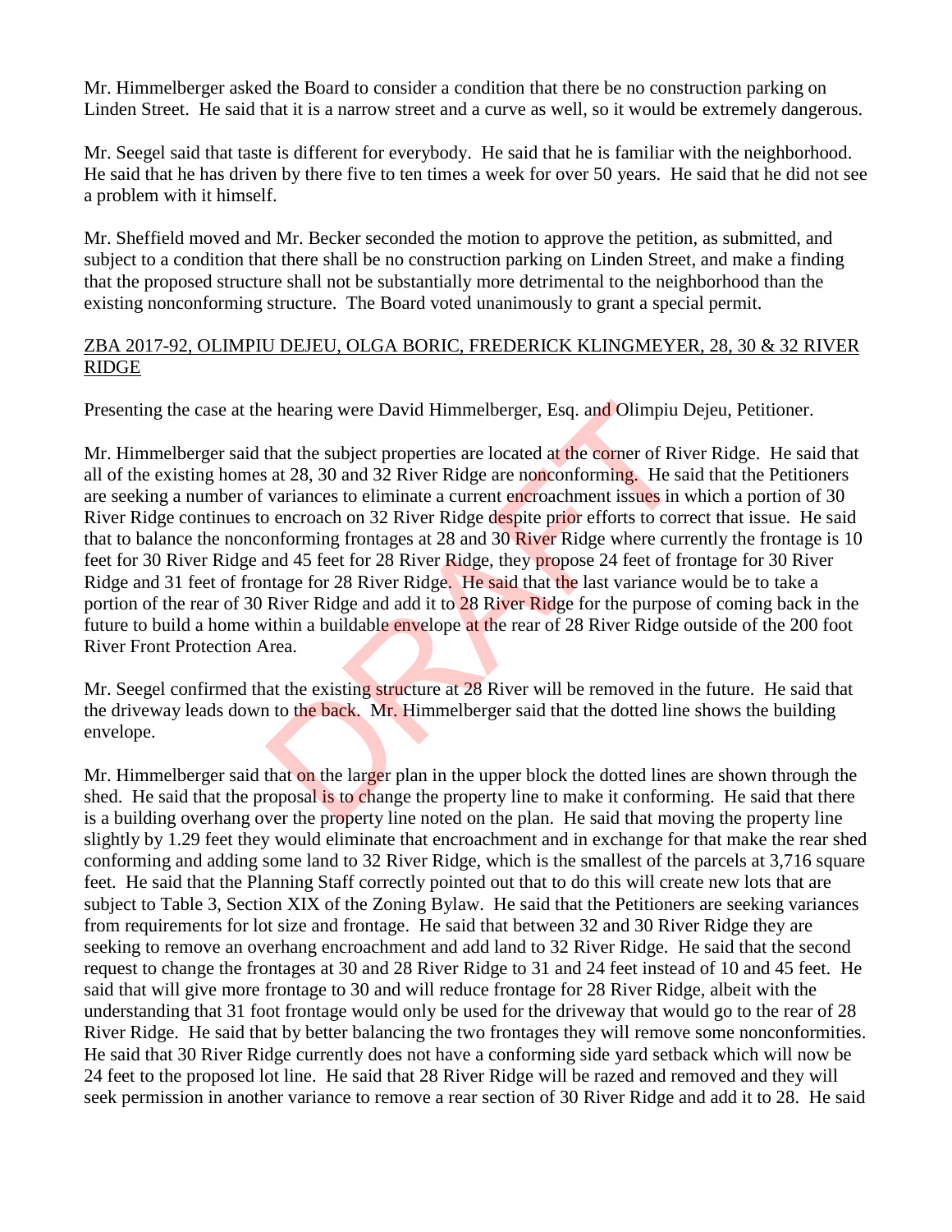Mr. Himmelberger asked the Board to consider a condition that there be no construction parking on Linden Street. He said that it is a narrow street and a curve as well, so it would be extremely dangerous.

Mr. Seegel said that taste is different for everybody. He said that he is familiar with the neighborhood. He said that he has driven by there five to ten times a week for over 50 years. He said that he did not see a problem with it himself.

Mr. Sheffield moved and Mr. Becker seconded the motion to approve the petition, as submitted, and subject to a condition that there shall be no construction parking on Linden Street, and make a finding that the proposed structure shall not be substantially more detrimental to the neighborhood than the existing nonconforming structure. The Board voted unanimously to grant a special permit.

ZBA 2017-92, OLIMPIU DEJEU, OLGA BORIC, FREDERICK KLINGMEYER, 28, 30 & 32 RIVER RIDGE

Presenting the case at the hearing were David Himmelberger, Esq. and Olimpiu Dejeu, Petitioner.

Mr. Himmelberger said that the subject properties are located at the corner of River Ridge. He said that all of the existing homes at 28, 30 and 32 River Ridge are nonconforming. He said that the Petitioners are seeking a number of variances to eliminate a current encroachment issues in which a portion of 30 River Ridge continues to encroach on 32 River Ridge despite prior efforts to correct that issue. He said that to balance the nonconforming frontages at 28 and 30 River Ridge where currently the frontage is 10 feet for 30 River Ridge and 45 feet for 28 River Ridge, they propose 24 feet of frontage for 30 River Ridge and 31 feet of frontage for 28 River Ridge. He said that the last variance would be to take a portion of the rear of 30 River Ridge and add it to 28 River Ridge for the purpose of coming back in the future to build a home within a buildable envelope at the rear of 28 River Ridge outside of the 200 foot River Front Protection Area.

Mr. Seegel confirmed that the existing structure at 28 River will be removed in the future. He said that the driveway leads down to the back. Mr. Himmelberger said that the dotted line shows the building envelope.

Mr. Himmelberger said that on the larger plan in the upper block the dotted lines are shown through the shed. He said that the proposal is to change the property line to make it conforming. He said that there is a building overhang over the property line noted on the plan. He said that moving the property line slightly by 1.29 feet they would eliminate that encroachment and in exchange for that make the rear shed conforming and adding some land to 32 River Ridge, which is the smallest of the parcels at 3,716 square feet. He said that the Planning Staff correctly pointed out that to do this will create new lots that are subject to Table 3, Section XIX of the Zoning Bylaw. He said that the Petitioners are seeking variances from requirements for lot size and frontage. He said that between 32 and 30 River Ridge they are seeking to remove an overhang encroachment and add land to 32 River Ridge. He said that the second request to change the frontages at 30 and 28 River Ridge to 31 and 24 feet instead of 10 and 45 feet. He said that will give more frontage to 30 and will reduce frontage for 28 River Ridge, albeit with the understanding that 31 foot frontage would only be used for the driveway that would go to the rear of 28 River Ridge. He said that by better balancing the two frontages they will remove some nonconformities. He said that 30 River Ridge currently does not have a conforming side yard setback which will now be 24 feet to the proposed lot line. He said that 28 River Ridge will be razed and removed and they will seek permission in another variance to remove a rear section of 30 River Ridge and add it to 28. He said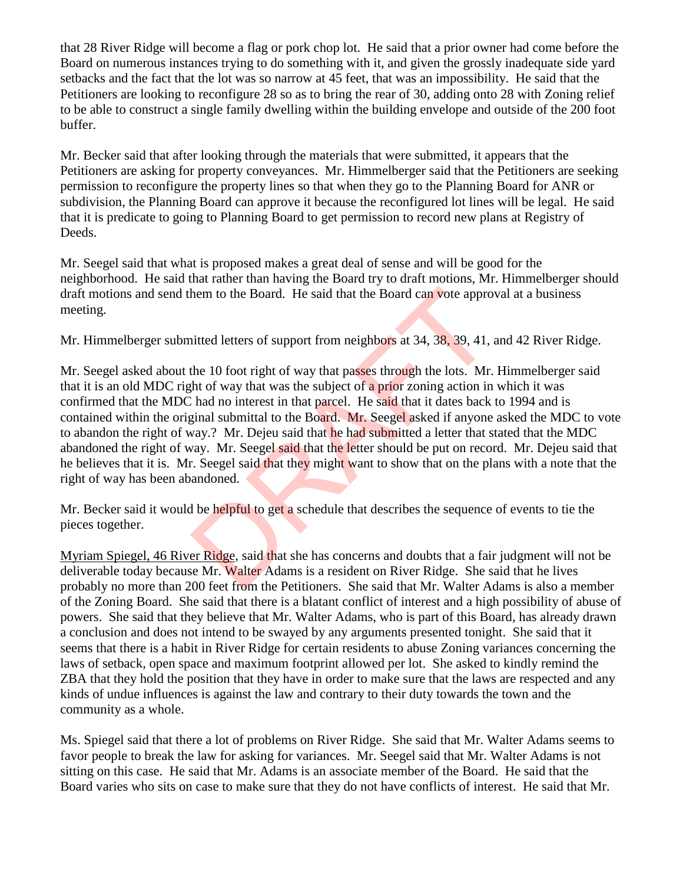that 28 River Ridge will become a flag or pork chop lot. He said that a prior owner had come before the Board on numerous instances trying to do something with it, and given the grossly inadequate side yard setbacks and the fact that the lot was so narrow at 45 feet, that was an impossibility. He said that the Petitioners are looking to reconfigure 28 so as to bring the rear of 30, adding onto 28 with Zoning relief to be able to construct a single family dwelling within the building envelope and outside of the 200 foot buffer.

Mr. Becker said that after looking through the materials that were submitted, it appears that the Petitioners are asking for property conveyances. Mr. Himmelberger said that the Petitioners are seeking permission to reconfigure the property lines so that when they go to the Planning Board for ANR or subdivision, the Planning Board can approve it because the reconfigured lot lines will be legal. He said that it is predicate to going to Planning Board to get permission to record new plans at Registry of Deeds.

Mr. Seegel said that what is proposed makes a great deal of sense and will be good for the neighborhood. He said that rather than having the Board try to draft motions, Mr. Himmelberger should draft motions and send them to the Board. He said that the Board can vote approval at a business meeting.

Mr. Himmelberger submitted letters of support from neighbors at 34, 38, 39, 41, and 42 River Ridge.

Mr. Seegel asked about the 10 foot right of way that passes through the lots. Mr. Himmelberger said that it is an old MDC right of way that was the subject of a prior zoning action in which it was confirmed that the MDC had no interest in that parcel. He said that it dates back to 1994 and is contained within the original submittal to the Board. Mr. Seegel asked if anyone asked the MDC to vote to abandon the right of way.? Mr. Dejeu said that he had submitted a letter that stated that the MDC abandoned the right of way. Mr. Seegel said that the letter should be put on record. Mr. Dejeu said that he believes that it is. Mr. Seegel said that they might want to show that on the plans with a note that the right of way has been abandoned.

Mr. Becker said it would be helpful to get a schedule that describes the sequence of events to tie the pieces together.

Myriam Spiegel, 46 River Ridge, said that she has concerns and doubts that a fair judgment will not be deliverable today because Mr. Walter Adams is a resident on River Ridge. She said that he lives probably no more than 200 feet from the Petitioners. She said that Mr. Walter Adams is also a member of the Zoning Board. She said that there is a blatant conflict of interest and a high possibility of abuse of powers. She said that they believe that Mr. Walter Adams, who is part of this Board, has already drawn a conclusion and does not intend to be swayed by any arguments presented tonight. She said that it seems that there is a habit in River Ridge for certain residents to abuse Zoning variances concerning the laws of setback, open space and maximum footprint allowed per lot. She asked to kindly remind the ZBA that they hold the position that they have in order to make sure that the laws are respected and any kinds of undue influences is against the law and contrary to their duty towards the town and the community as a whole.

Ms. Spiegel said that there a lot of problems on River Ridge. She said that Mr. Walter Adams seems to favor people to break the law for asking for variances. Mr. Seegel said that Mr. Walter Adams is not sitting on this case. He said that Mr. Adams is an associate member of the Board. He said that the Board varies who sits on case to make sure that they do not have conflicts of interest. He said that Mr.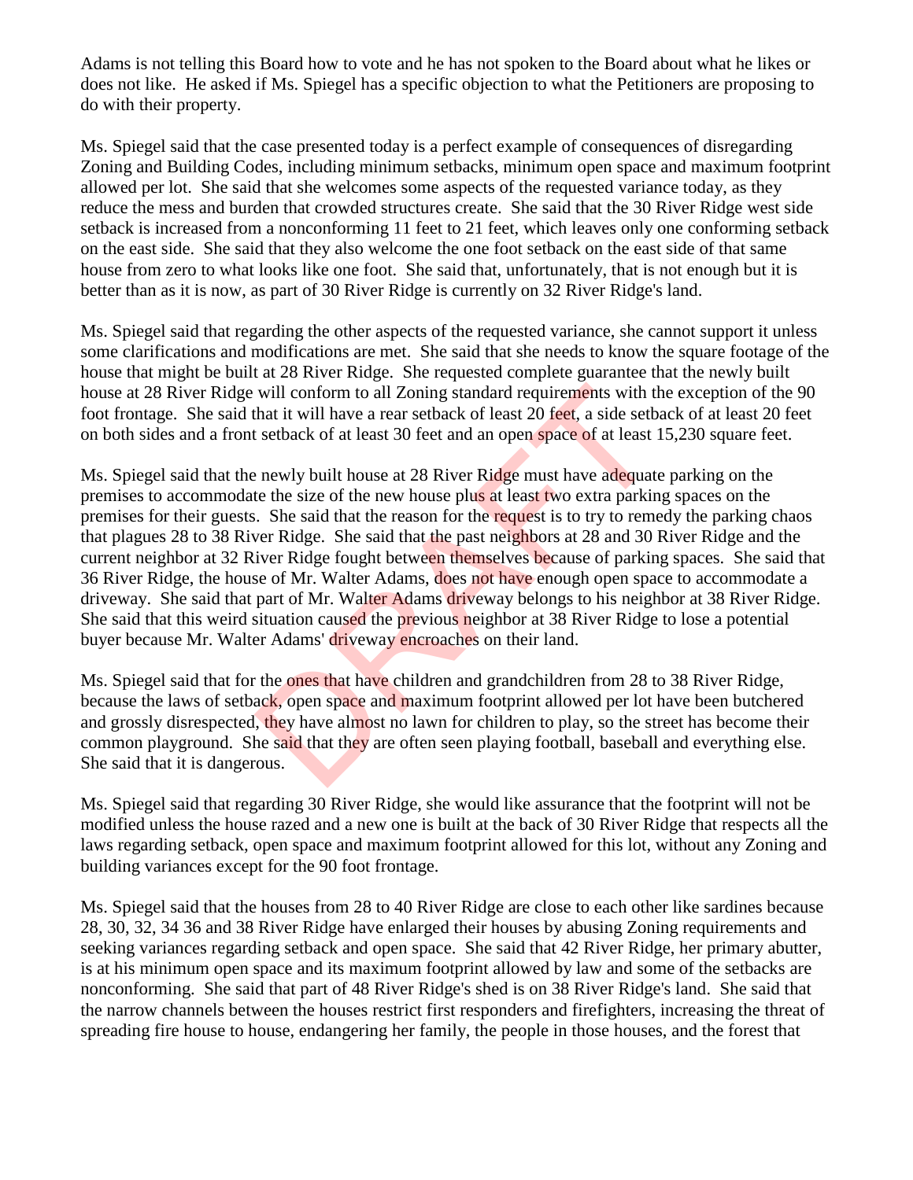Adams is not telling this Board how to vote and he has not spoken to the Board about what he likes or does not like. He asked if Ms. Spiegel has a specific objection to what the Petitioners are proposing to do with their property.

Ms. Spiegel said that the case presented today is a perfect example of consequences of disregarding Zoning and Building Codes, including minimum setbacks, minimum open space and maximum footprint allowed per lot. She said that she welcomes some aspects of the requested variance today, as they reduce the mess and burden that crowded structures create. She said that the 30 River Ridge west side setback is increased from a nonconforming 11 feet to 21 feet, which leaves only one conforming setback on the east side. She said that they also welcome the one foot setback on the east side of that same house from zero to what looks like one foot. She said that, unfortunately, that is not enough but it is better than as it is now, as part of 30 River Ridge is currently on 32 River Ridge's land.

Ms. Spiegel said that regarding the other aspects of the requested variance, she cannot support it unless some clarifications and modifications are met. She said that she needs to know the square footage of the house that might be built at 28 River Ridge. She requested complete guarantee that the newly built house at 28 River Ridge will conform to all Zoning standard requirements with the exception of the 90 foot frontage. She said that it will have a rear setback of least 20 feet, a side setback of at least 20 feet on both sides and a front setback of at least 30 feet and an open space of at least 15,230 square feet.

Ms. Spiegel said that the newly built house at 28 River Ridge must have adequate parking on the premises to accommodate the size of the new house plus at least two extra parking spaces on the premises for their guests. She said that the reason for the request is to try to remedy the parking chaos that plagues 28 to 38 River Ridge. She said that the past neighbors at 28 and 30 River Ridge and the current neighbor at 32 River Ridge fought between themselves because of parking spaces. She said that 36 River Ridge, the house of Mr. Walter Adams, does not have enough open space to accommodate a driveway. She said that part of Mr. Walter Adams driveway belongs to his neighbor at 38 River Ridge. She said that this weird situation caused the previous neighbor at 38 River Ridge to lose a potential buyer because Mr. Walter Adams' driveway encroaches on their land.

Ms. Spiegel said that for the ones that have children and grandchildren from 28 to 38 River Ridge, because the laws of setback, open space and maximum footprint allowed per lot have been butchered and grossly disrespected, they have almost no lawn for children to play, so the street has become their common playground. She said that they are often seen playing football, baseball and everything else. She said that it is dangerous.

Ms. Spiegel said that regarding 30 River Ridge, she would like assurance that the footprint will not be modified unless the house razed and a new one is built at the back of 30 River Ridge that respects all the laws regarding setback, open space and maximum footprint allowed for this lot, without any Zoning and building variances except for the 90 foot frontage.

Ms. Spiegel said that the houses from 28 to 40 River Ridge are close to each other like sardines because 28, 30, 32, 34 36 and 38 River Ridge have enlarged their houses by abusing Zoning requirements and seeking variances regarding setback and open space. She said that 42 River Ridge, her primary abutter, is at his minimum open space and its maximum footprint allowed by law and some of the setbacks are nonconforming. She said that part of 48 River Ridge's shed is on 38 River Ridge's land. She said that the narrow channels between the houses restrict first responders and firefighters, increasing the threat of spreading fire house to house, endangering her family, the people in those houses, and the forest that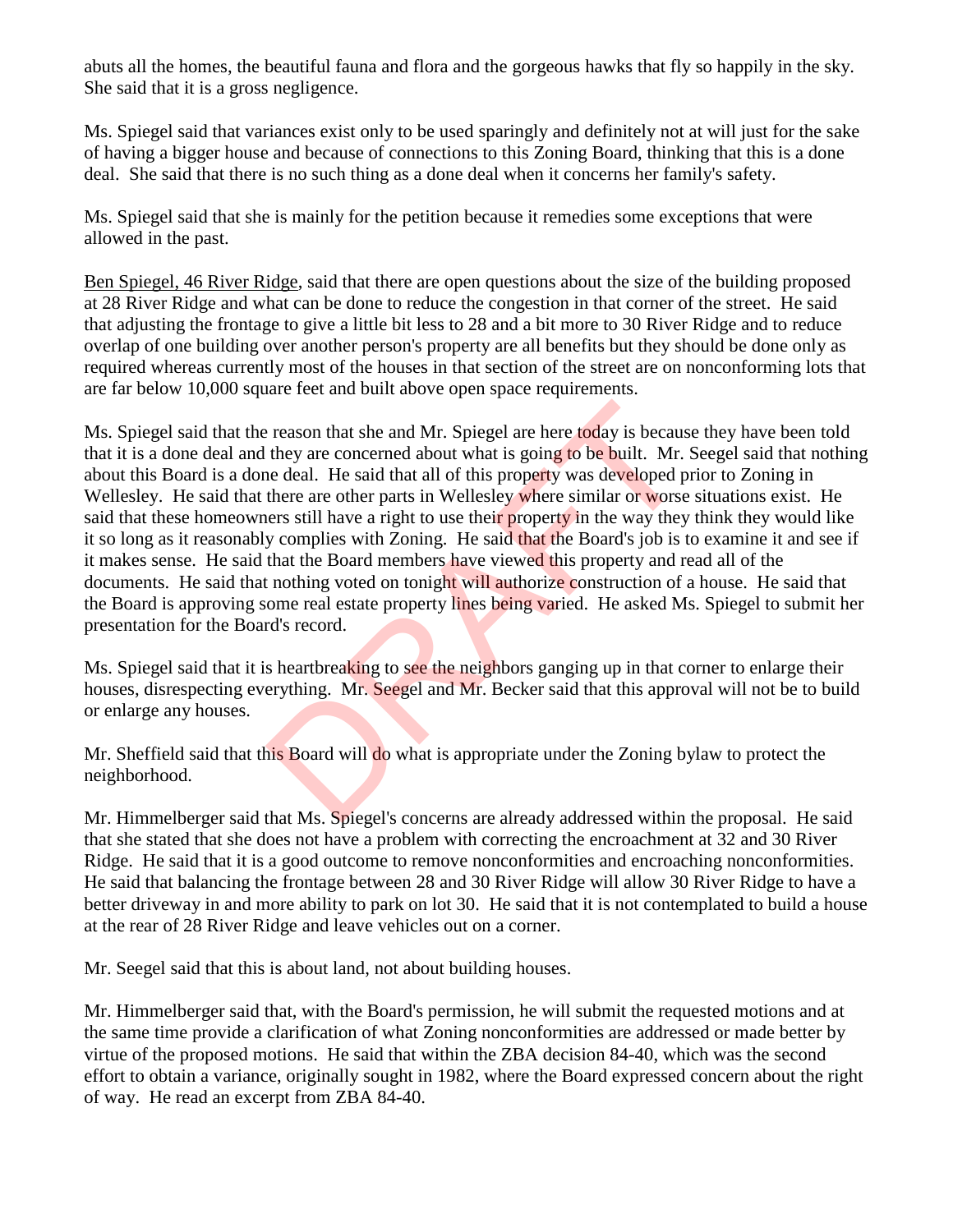abuts all the homes, the beautiful fauna and flora and the gorgeous hawks that fly so happily in the sky. She said that it is a gross negligence.

Ms. Spiegel said that variances exist only to be used sparingly and definitely not at will just for the sake of having a bigger house and because of connections to this Zoning Board, thinking that this is a done deal. She said that there is no such thing as a done deal when it concerns her family's safety.

Ms. Spiegel said that she is mainly for the petition because it remedies some exceptions that were allowed in the past.

Ben Spiegel, 46 River Ridge, said that there are open questions about the size of the building proposed at 28 River Ridge and what can be done to reduce the congestion in that corner of the street. He said that adjusting the frontage to give a little bit less to 28 and a bit more to 30 River Ridge and to reduce overlap of one building over another person's property are all benefits but they should be done only as required whereas currently most of the houses in that section of the street are on nonconforming lots that are far below 10,000 square feet and built above open space requirements.

Ms. Spiegel said that the reason that she and Mr. Spiegel are here today is because they have been told that it is a done deal and they are concerned about what is going to be built. Mr. Seegel said that nothing about this Board is a done deal. He said that all of this property was developed prior to Zoning in Wellesley. He said that there are other parts in Wellesley where similar or worse situations exist. He said that these homeowners still have a right to use their property in the way they think they would like it so long as it reasonably complies with Zoning. He said that the Board's job is to examine it and see if it makes sense. He said that the Board members have viewed this property and read all of the documents. He said that nothing voted on tonight will authorize construction of a house. He said that the Board is approving some real estate property lines being varied. He asked Ms. Spiegel to submit her presentation for the Board's record.

Ms. Spiegel said that it is heartbreaking to see the neighbors ganging up in that corner to enlarge their houses, disrespecting everything. Mr. Seegel and Mr. Becker said that this approval will not be to build or enlarge any houses.

Mr. Sheffield said that this Board will do what is appropriate under the Zoning bylaw to protect the neighborhood.

Mr. Himmelberger said that Ms. Spiegel's concerns are already addressed within the proposal. He said that she stated that she does not have a problem with correcting the encroachment at 32 and 30 River Ridge. He said that it is a good outcome to remove nonconformities and encroaching nonconformities. He said that balancing the frontage between 28 and 30 River Ridge will allow 30 River Ridge to have a better driveway in and more ability to park on lot 30. He said that it is not contemplated to build a house at the rear of 28 River Ridge and leave vehicles out on a corner.

Mr. Seegel said that this is about land, not about building houses.

Mr. Himmelberger said that, with the Board's permission, he will submit the requested motions and at the same time provide a clarification of what Zoning nonconformities are addressed or made better by virtue of the proposed motions. He said that within the ZBA decision 84-40, which was the second effort to obtain a variance, originally sought in 1982, where the Board expressed concern about the right of way. He read an excerpt from ZBA 84-40.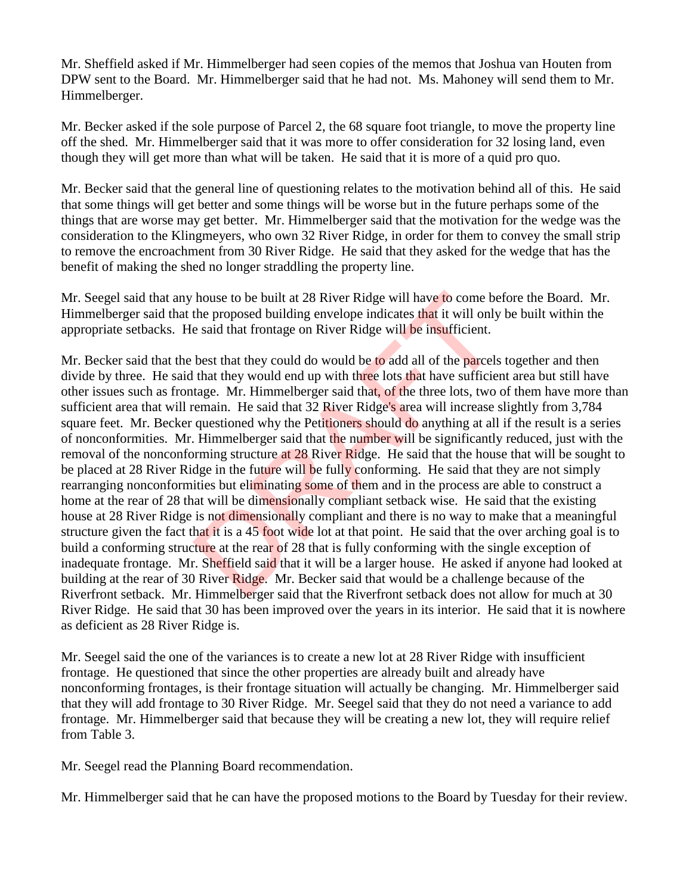Mr. Sheffield asked if Mr. Himmelberger had seen copies of the memos that Joshua van Houten from DPW sent to the Board. Mr. Himmelberger said that he had not. Ms. Mahoney will send them to Mr. Himmelberger.

Mr. Becker asked if the sole purpose of Parcel 2, the 68 square foot triangle, to move the property line off the shed. Mr. Himmelberger said that it was more to offer consideration for 32 losing land, even though they will get more than what will be taken. He said that it is more of a quid pro quo.

Mr. Becker said that the general line of questioning relates to the motivation behind all of this. He said that some things will get better and some things will be worse but in the future perhaps some of the things that are worse may get better. Mr. Himmelberger said that the motivation for the wedge was the consideration to the Klingmeyers, who own 32 River Ridge, in order for them to convey the small strip to remove the encroachment from 30 River Ridge. He said that they asked for the wedge that has the benefit of making the shed no longer straddling the property line.

Mr. Seegel said that any house to be built at 28 River Ridge will have to come before the Board. Mr. Himmelberger said that the proposed building envelope indicates that it will only be built within the appropriate setbacks. He said that frontage on River Ridge will be insufficient.

Mr. Becker said that the best that they could do would be to add all of the parcels together and then divide by three. He said that they would end up with three lots that have sufficient area but still have other issues such as frontage. Mr. Himmelberger said that, of the three lots, two of them have more than sufficient area that will remain. He said that 32 River Ridge's area will increase slightly from 3,784 square feet. Mr. Becker questioned why the Petitioners should do anything at all if the result is a series of nonconformities. Mr. Himmelberger said that the number will be significantly reduced, just with the removal of the nonconforming structure at 28 River Ridge. He said that the house that will be sought to be placed at 28 River Ridge in the future will be fully conforming. He said that they are not simply rearranging nonconformities but eliminating some of them and in the process are able to construct a home at the rear of 28 that will be dimensionally compliant setback wise. He said that the existing house at 28 River Ridge is not dimensionally compliant and there is no way to make that a meaningful structure given the fact that it is a 45 foot wide lot at that point. He said that the over arching goal is to build a conforming structure at the rear of 28 that is fully conforming with the single exception of inadequate frontage. Mr. Sheffield said that it will be a larger house. He asked if anyone had looked at building at the rear of 30 River Ridge. Mr. Becker said that would be a challenge because of the Riverfront setback. Mr. Himmelberger said that the Riverfront setback does not allow for much at 30 River Ridge. He said that 30 has been improved over the years in its interior. He said that it is nowhere as deficient as 28 River Ridge is.

Mr. Seegel said the one of the variances is to create a new lot at 28 River Ridge with insufficient frontage. He questioned that since the other properties are already built and already have nonconforming frontages, is their frontage situation will actually be changing. Mr. Himmelberger said that they will add frontage to 30 River Ridge. Mr. Seegel said that they do not need a variance to add frontage. Mr. Himmelberger said that because they will be creating a new lot, they will require relief from Table 3.

Mr. Seegel read the Planning Board recommendation.

Mr. Himmelberger said that he can have the proposed motions to the Board by Tuesday for their review.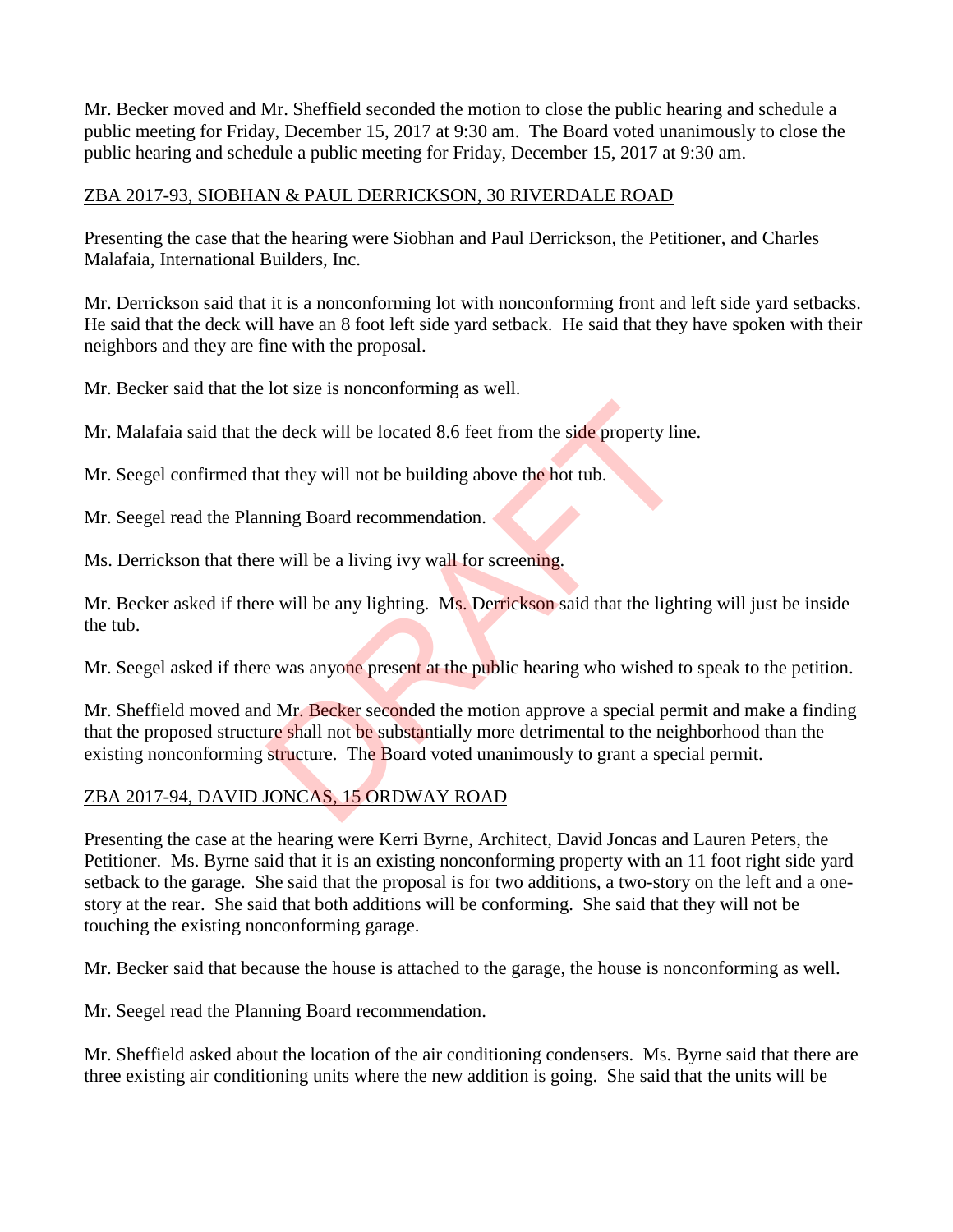Mr. Becker moved and Mr. Sheffield seconded the motion to close the public hearing and schedule a public meeting for Friday, December 15, 2017 at 9:30 am. The Board voted unanimously to close the public hearing and schedule a public meeting for Friday, December 15, 2017 at 9:30 am.

ZBA 2017-93, SIOBHAN & PAUL DERRICKSON, 30 RIVERDALE ROAD

Presenting the case that the hearing were Siobhan and Paul Derrickson, the Petitioner, and Charles Malafaia, International Builders, Inc.

Mr. Derrickson said that it is a nonconforming lot with nonconforming front and left side yard setbacks. He said that the deck will have an 8 foot left side yard setback. He said that they have spoken with their neighbors and they are fine with the proposal.

Mr. Becker said that the lot size is nonconforming as well.

Mr. Malafaia said that the deck will be located 8.6 feet from the side property line.

Mr. Seegel confirmed that they will not be building above the hot tub.

Mr. Seegel read the Planning Board recommendation.

Ms. Derrickson that there will be a living ivy wall for screening.

Mr. Becker asked if there will be any lighting. Ms. Derrickson said that the lighting will just be inside the tub.

Mr. Seegel asked if there was anyone present at the public hearing who wished to speak to the petition.

Mr. Sheffield moved and Mr. Becker seconded the motion approve a special permit and make a finding that the proposed structure shall not be substantially more detrimental to the neighborhood than the existing nonconforming structure. The Board voted unanimously to grant a special permit.

ZBA 2017-94, DAVID JONCAS, 15 ORDWAY ROAD

Presenting the case at the hearing were Kerri Byrne, Architect, David Joncas and Lauren Peters, the Petitioner. Ms. Byrne said that it is an existing nonconforming property with an 11 foot right side yard setback to the garage. She said that the proposal is for two additions, a two-story on the left and a one-story at the rear. She said that both additions will be conforming. She said that they will not be touching the existing nonconforming garage.

Mr. Becker said that because the house is attached to the garage, the house is nonconforming as well.

Mr. Seegel read the Planning Board recommendation.

Mr. Sheffield asked about the location of the air conditioning condensers. Ms. Byrne said that there are three existing air conditioning units where the new addition is going. She said that the units will be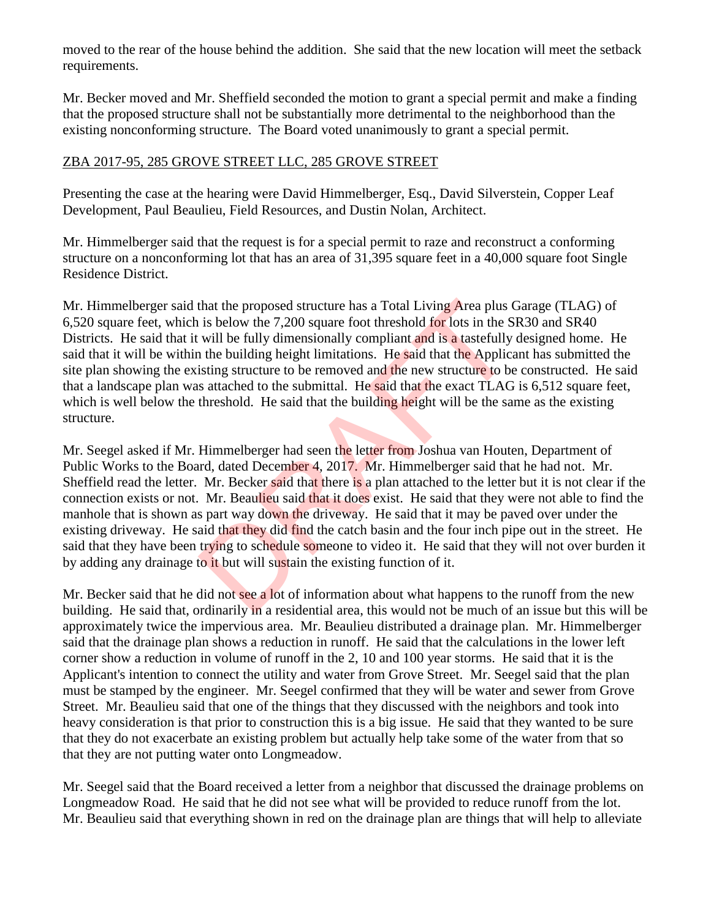moved to the rear of the house behind the addition. She said that the new location will meet the setback requirements.

Mr. Becker moved and Mr. Sheffield seconded the motion to grant a special permit and make a finding that the proposed structure shall not be substantially more detrimental to the neighborhood than the existing nonconforming structure. The Board voted unanimously to grant a special permit.

## ZBA 2017-95, 285 GROVE STREET LLC, 285 GROVE STREET

Presenting the case at the hearing were David Himmelberger, Esq., David Silverstein, Copper Leaf Development, Paul Beaulieu, Field Resources, and Dustin Nolan, Architect.

Mr. Himmelberger said that the request is for a special permit to raze and reconstruct a conforming structure on a nonconforming lot that has an area of 31,395 square feet in a 40,000 square foot Single Residence District.

Mr. Himmelberger said that the proposed structure has a Total Living Area plus Garage (TLAG) of 6,520 square feet, which is below the 7,200 square foot threshold for lots in the SR30 and SR40 Districts. He said that it will be fully dimensionally compliant and is a tastefully designed home. He said that it will be within the building height limitations. He said that the Applicant has submitted the site plan showing the existing structure to be removed and the new structure to be constructed. He said that a landscape plan was attached to the submittal. He said that the exact TLAG is 6,512 square feet, which is well below the threshold. He said that the building height will be the same as the existing structure.

Mr. Seegel asked if Mr. Himmelberger had seen the letter from Joshua van Houten, Department of Public Works to the Board, dated December 4, 2017. Mr. Himmelberger said that he had not. Mr. Sheffield read the letter. Mr. Becker said that there is a plan attached to the letter but it is not clear if the connection exists or not. Mr. Beaulieu said that it does exist. He said that they were not able to find the manhole that is shown as part way down the driveway. He said that it may be paved over under the existing driveway. He said that they did find the catch basin and the four inch pipe out in the street. He said that they have been trying to schedule someone to video it. He said that they will not over burden it by adding any drainage to it but will sustain the existing function of it.

Mr. Becker said that he did not see a lot of information about what happens to the runoff from the new building. He said that, ordinarily in a residential area, this would not be much of an issue but this will be approximately twice the impervious area. Mr. Beaulieu distributed a drainage plan. Mr. Himmelberger said that the drainage plan shows a reduction in runoff. He said that the calculations in the lower left corner show a reduction in volume of runoff in the 2, 10 and 100 year storms. He said that it is the Applicant's intention to connect the utility and water from Grove Street. Mr. Seegel said that the plan must be stamped by the engineer. Mr. Seegel confirmed that they will be water and sewer from Grove Street. Mr. Beaulieu said that one of the things that they discussed with the neighbors and took into heavy consideration is that prior to construction this is a big issue. He said that they wanted to be sure that they do not exacerbate an existing problem but actually help take some of the water from that so that they are not putting water onto Longmeadow.

Mr. Seegel said that the Board received a letter from a neighbor that discussed the drainage problems on Longmeadow Road. He said that he did not see what will be provided to reduce runoff from the lot. Mr. Beaulieu said that everything shown in red on the drainage plan are things that will help to alleviate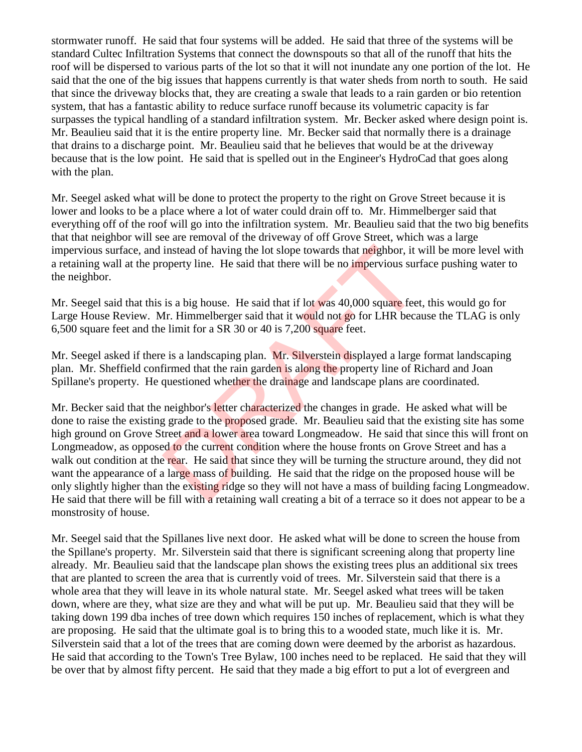stormwater runoff. He said that four systems will be added. He said that three of the systems will be standard Cultec Infiltration Systems that connect the downspouts so that all of the runoff that hits the roof will be dispersed to various parts of the lot so that it will not inundate any one portion of the lot. He said that the one of the big issues that happens currently is that water sheds from north to south. He said that since the driveway blocks that, they are creating a swale that leads to a rain garden or bio retention system, that has a fantastic ability to reduce surface runoff because its volumetric capacity is far surpasses the typical handling of a standard infiltration system. Mr. Becker asked where design point is. Mr. Beaulieu said that it is the entire property line. Mr. Becker said that normally there is a drainage that drains to a discharge point. Mr. Beaulieu said that he believes that would be at the driveway because that is the low point. He said that is spelled out in the Engineer's HydroCad that goes along with the plan.

Mr. Seegel asked what will be done to protect the property to the right on Grove Street because it is lower and looks to be a place where a lot of water could drain off to. Mr. Himmelberger said that everything off of the roof will go into the infiltration system. Mr. Beaulieu said that the two big benefits that that neighbor will see are removal of the driveway of off Grove Street, which was a large impervious surface, and instead of having the lot slope towards that neighbor, it will be more level with a retaining wall at the property line. He said that there will be no impervious surface pushing water to the neighbor.

Mr. Seegel said that this is a big house. He said that if lot was 40,000 square feet, this would go for Large House Review. Mr. Himmelberger said that it would not go for LHR because the TLAG is only 6,500 square feet and the limit for a SR 30 or 40 is 7,200 square feet.

Mr. Seegel asked if there is a landscaping plan. Mr. Silverstein displayed a large format landscaping plan. Mr. Sheffield confirmed that the rain garden is along the property line of Richard and Joan Spillane's property. He questioned whether the drainage and landscape plans are coordinated.

Mr. Becker said that the neighbor's letter characterized the changes in grade. He asked what will be done to raise the existing grade to the proposed grade. Mr. Beaulieu said that the existing site has some high ground on Grove Street and a lower area toward Longmeadow. He said that since this will front on Longmeadow, as opposed to the current condition where the house fronts on Grove Street and has a walk out condition at the rear. He said that since they will be turning the structure around, they did not want the appearance of a large mass of building. He said that the ridge on the proposed house will be only slightly higher than the existing ridge so they will not have a mass of building facing Longmeadow. He said that there will be fill with a retaining wall creating a bit of a terrace so it does not appear to be a monstrosity of house.

Mr. Seegel said that the Spillanes live next door. He asked what will be done to screen the house from the Spillane's property. Mr. Silverstein said that there is significant screening along that property line already. Mr. Beaulieu said that the landscape plan shows the existing trees plus an additional six trees that are planted to screen the area that is currently void of trees. Mr. Silverstein said that there is a whole area that they will leave in its whole natural state. Mr. Seegel asked what trees will be taken down, where are they, what size are they and what will be put up. Mr. Beaulieu said that they will be taking down 199 dba inches of tree down which requires 150 inches of replacement, which is what they are proposing. He said that the ultimate goal is to bring this to a wooded state, much like it is. Mr. Silverstein said that a lot of the trees that are coming down were deemed by the arborist as hazardous. He said that according to the Town's Tree Bylaw, 100 inches need to be replaced. He said that they will be over that by almost fifty percent. He said that they made a big effort to put a lot of evergreen and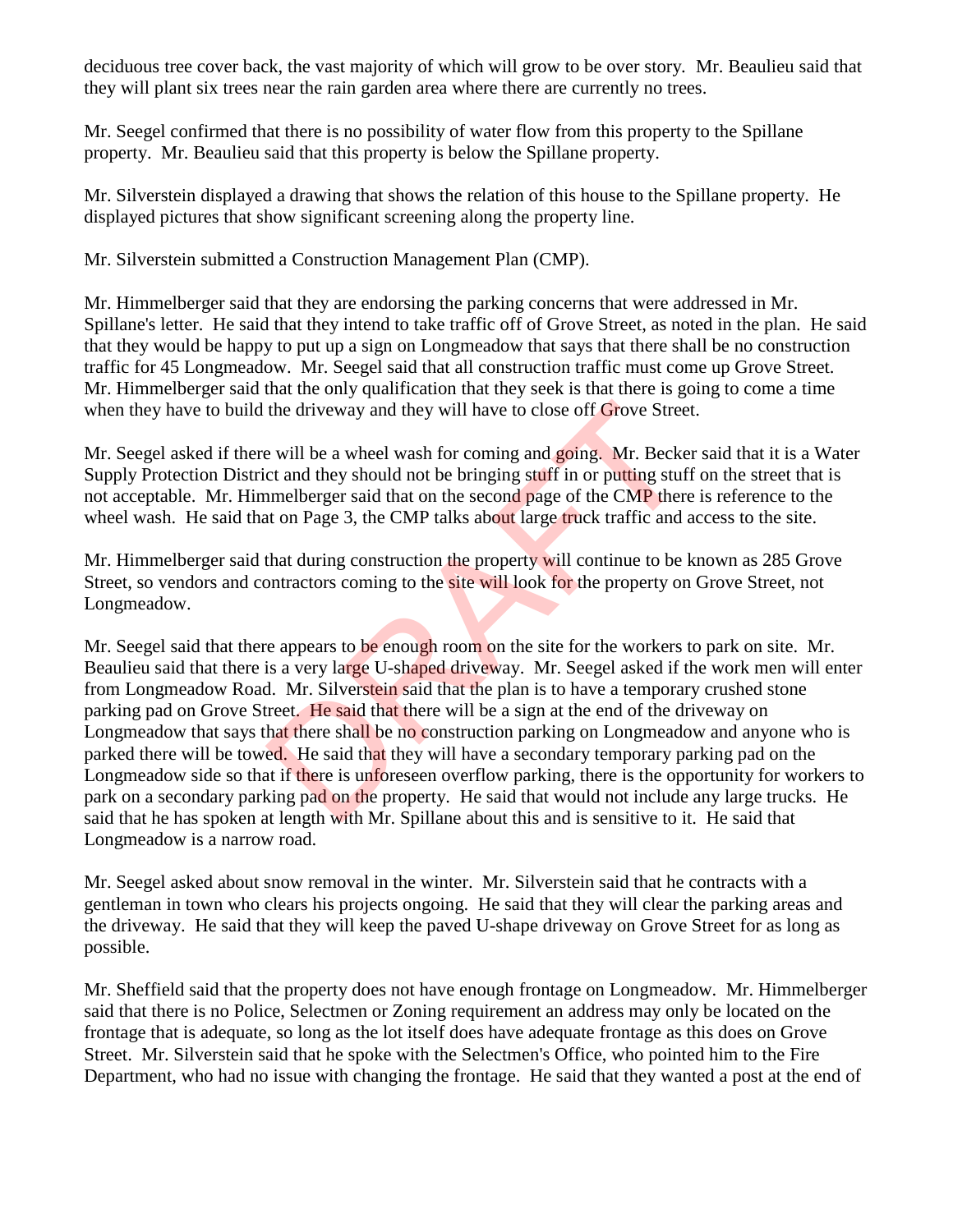deciduous tree cover back, the vast majority of which will grow to be over story. Mr. Beaulieu said that they will plant six trees near the rain garden area where there are currently no trees.

Mr. Seegel confirmed that there is no possibility of water flow from this property to the Spillane property. Mr. Beaulieu said that this property is below the Spillane property.

Mr. Silverstein displayed a drawing that shows the relation of this house to the Spillane property. He displayed pictures that show significant screening along the property line.

Mr. Silverstein submitted a Construction Management Plan (CMP).

Mr. Himmelberger said that they are endorsing the parking concerns that were addressed in Mr. Spillane's letter. He said that they intend to take traffic off of Grove Street, as noted in the plan. He said that they would be happy to put up a sign on Longmeadow that says that there shall be no construction traffic for 45 Longmeadow. Mr. Seegel said that all construction traffic must come up Grove Street. Mr. Himmelberger said that the only qualification that they seek is that there is going to come a time when they have to build the driveway and they will have to close off Grove Street.

Mr. Seegel asked if there will be a wheel wash for coming and going. Mr. Becker said that it is a Water Supply Protection District and they should not be bringing stuff in or putting stuff on the street that is not acceptable. Mr. Himmelberger said that on the second page of the CMP there is reference to the wheel wash. He said that on Page 3, the CMP talks about large truck traffic and access to the site.

Mr. Himmelberger said that during construction the property will continue to be known as 285 Grove Street, so vendors and contractors coming to the site will look for the property on Grove Street, not Longmeadow.

Mr. Seegel said that there appears to be enough room on the site for the workers to park on site. Mr. Beaulieu said that there is a very large U-shaped driveway. Mr. Seegel asked if the work men will enter from Longmeadow Road. Mr. Silverstein said that the plan is to have a temporary crushed stone parking pad on Grove Street. He said that there will be a sign at the end of the driveway on Longmeadow that says that there shall be no construction parking on Longmeadow and anyone who is parked there will be towed. He said that they will have a secondary temporary parking pad on the Longmeadow side so that if there is unforeseen overflow parking, there is the opportunity for workers to park on a secondary parking pad on the property. He said that would not include any large trucks. He said that he has spoken at length with Mr. Spillane about this and is sensitive to it. He said that Longmeadow is a narrow road.

Mr. Seegel asked about snow removal in the winter. Mr. Silverstein said that he contracts with a gentleman in town who clears his projects ongoing. He said that they will clear the parking areas and the driveway. He said that they will keep the paved U-shape driveway on Grove Street for as long as possible.

Mr. Sheffield said that the property does not have enough frontage on Longmeadow. Mr. Himmelberger said that there is no Police, Selectmen or Zoning requirement an address may only be located on the frontage that is adequate, so long as the lot itself does have adequate frontage as this does on Grove Street. Mr. Silverstein said that he spoke with the Selectmen's Office, who pointed him to the Fire Department, who had no issue with changing the frontage. He said that they wanted a post at the end of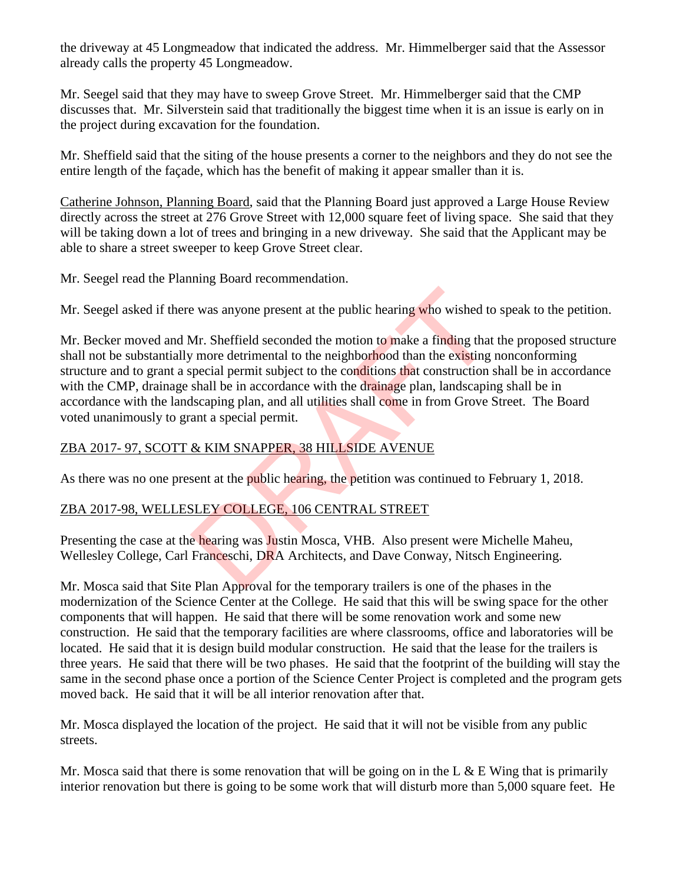the driveway at 45 Longmeadow that indicated the address. Mr. Himmelberger said that the Assessor already calls the property 45 Longmeadow.

Mr. Seegel said that they may have to sweep Grove Street. Mr. Himmelberger said that the CMP discusses that. Mr. Silverstein said that traditionally the biggest time when it is an issue is early on in the project during excavation for the foundation.

Mr. Sheffield said that the siting of the house presents a corner to the neighbors and they do not see the entire length of the façade, which has the benefit of making it appear smaller than it is.

Catherine Johnson, Planning Board, said that the Planning Board just approved a Large House Review directly across the street at 276 Grove Street with 12,000 square feet of living space. She said that they will be taking down a lot of trees and bringing in a new driveway. She said that the Applicant may be able to share a street sweeper to keep Grove Street clear.

Mr. Seegel read the Planning Board recommendation.

Mr. Seegel asked if there was anyone present at the public hearing who wished to speak to the petition.

Mr. Becker moved and Mr. Sheffield seconded the motion to make a finding that the proposed structure shall not be substantially more detrimental to the neighborhood than the existing nonconforming structure and to grant a special permit subject to the conditions that construction shall be in accordance with the CMP, drainage shall be in accordance with the drainage plan, landscaping shall be in accordance with the landscaping plan, and all utilities shall come in from Grove Street. The Board voted unanimously to grant a special permit.

ZBA 2017- 97, SCOTT & KIM SNAPPER, 38 HILLSIDE AVENUE

As there was no one present at the public hearing, the petition was continued to February 1, 2018.

ZBA 2017-98, WELLESLEY COLLEGE, 106 CENTRAL STREET

Presenting the case at the hearing was Justin Mosca, VHB. Also present were Michelle Maheu, Wellesley College, Carl Franceschi, DRA Architects, and Dave Conway, Nitsch Engineering.

Mr. Mosca said that Site Plan Approval for the temporary trailers is one of the phases in the modernization of the Science Center at the College. He said that this will be swing space for the other components that will happen. He said that there will be some renovation work and some new construction. He said that the temporary facilities are where classrooms, office and laboratories will be located. He said that it is design build modular construction. He said that the lease for the trailers is three years. He said that there will be two phases. He said that the footprint of the building will stay the same in the second phase once a portion of the Science Center Project is completed and the program gets moved back. He said that it will be all interior renovation after that.

Mr. Mosca displayed the location of the project. He said that it will not be visible from any public streets.

Mr. Mosca said that there is some renovation that will be going on in the L & E Wing that is primarily interior renovation but there is going to be some work that will disturb more than 5,000 square feet. He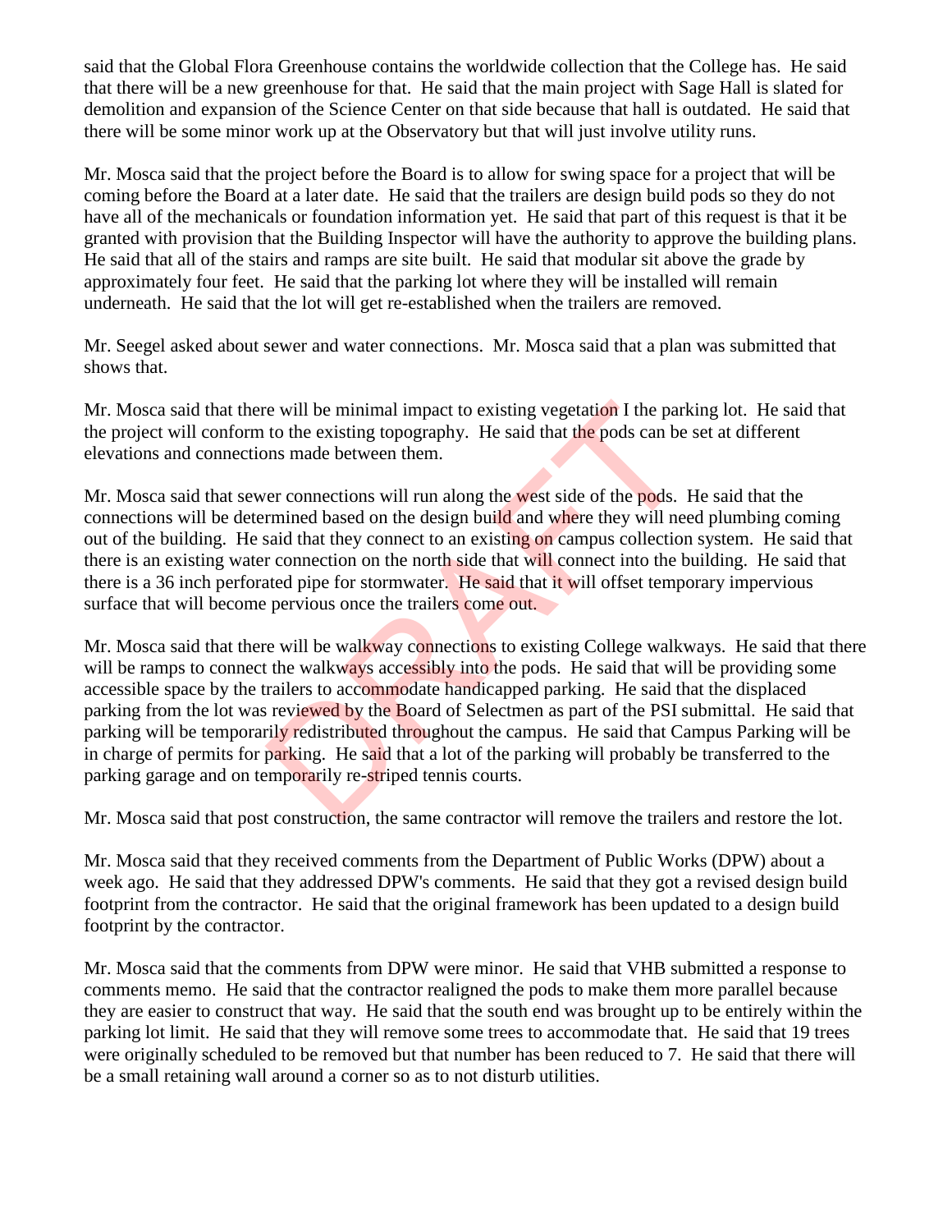said that the Global Flora Greenhouse contains the worldwide collection that the College has. He said that there will be a new greenhouse for that. He said that the main project with Sage Hall is slated for demolition and expansion of the Science Center on that side because that hall is outdated. He said that there will be some minor work up at the Observatory but that will just involve utility runs.

Mr. Mosca said that the project before the Board is to allow for swing space for a project that will be coming before the Board at a later date. He said that the trailers are design build pods so they do not have all of the mechanicals or foundation information yet. He said that part of this request is that it be granted with provision that the Building Inspector will have the authority to approve the building plans. He said that all of the stairs and ramps are site built. He said that modular sit above the grade by approximately four feet. He said that the parking lot where they will be installed will remain underneath. He said that the lot will get re-established when the trailers are removed.

Mr. Seegel asked about sewer and water connections. Mr. Mosca said that a plan was submitted that shows that.

Mr. Mosca said that there will be minimal impact to existing vegetation I the parking lot. He said that the project will conform to the existing topography. He said that the pods can be set at different elevations and connections made between them.

Mr. Mosca said that sewer connections will run along the west side of the pods. He said that the connections will be determined based on the design build and where they will need plumbing coming out of the building. He said that they connect to an existing on campus collection system. He said that there is an existing water connection on the north side that will connect into the building. He said that there is a 36 inch perforated pipe for stormwater. He said that it will offset temporary impervious surface that will become pervious once the trailers come out.

Mr. Mosca said that there will be walkway connections to existing College walkways. He said that there will be ramps to connect the walkways accessibly into the pods. He said that will be providing some accessible space by the trailers to accommodate handicapped parking. He said that the displaced parking from the lot was reviewed by the Board of Selectmen as part of the PSI submittal. He said that parking will be temporarily redistributed throughout the campus. He said that Campus Parking will be in charge of permits for parking. He said that a lot of the parking will probably be transferred to the parking garage and on temporarily re-striped tennis courts.

Mr. Mosca said that post construction, the same contractor will remove the trailers and restore the lot.

Mr. Mosca said that they received comments from the Department of Public Works (DPW) about a week ago. He said that they addressed DPW's comments. He said that they got a revised design build footprint from the contractor. He said that the original framework has been updated to a design build footprint by the contractor.

Mr. Mosca said that the comments from DPW were minor. He said that VHB submitted a response to comments memo. He said that the contractor realigned the pods to make them more parallel because they are easier to construct that way. He said that the south end was brought up to be entirely within the parking lot limit. He said that they will remove some trees to accommodate that. He said that 19 trees were originally scheduled to be removed but that number has been reduced to 7. He said that there will be a small retaining wall around a corner so as to not disturb utilities.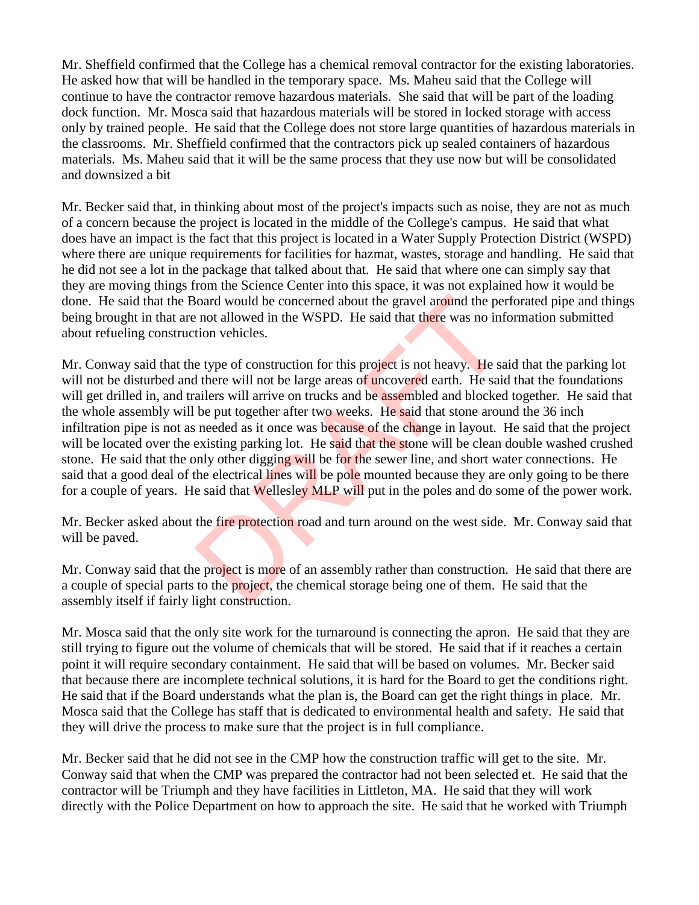Mr. Sheffield confirmed that the College has a chemical removal contractor for the existing laboratories. He asked how that will be handled in the temporary space. Ms. Maheu said that the College will continue to have the contractor remove hazardous materials. She said that will be part of the loading dock function. Mr. Mosca said that hazardous materials will be stored in locked storage with access only by trained people. He said that the College does not store large quantities of hazardous materials in the classrooms. Mr. Sheffield confirmed that the contractors pick up sealed containers of hazardous materials. Ms. Maheu said that it will be the same process that they use now but will be consolidated and downsized a bit

Mr. Becker said that, in thinking about most of the project's impacts such as noise, they are not as much of a concern because the project is located in the middle of the College's campus. He said that what does have an impact is the fact that this project is located in a Water Supply Protection District (WSPD) where there are unique requirements for facilities for hazmat, wastes, storage and handling. He said that he did not see a lot in the package that talked about that. He said that where one can simply say that they are moving things from the Science Center into this space, it was not explained how it would be done. He said that the Board would be concerned about the gravel around the perforated pipe and things being brought in that are not allowed in the WSPD. He said that there was no information submitted about refueling construction vehicles.

Mr. Conway said that the type of construction for this project is not heavy. He said that the parking lot will not be disturbed and there will not be large areas of uncovered earth. He said that the foundations will get drilled in, and trailers will arrive on trucks and be assembled and blocked together. He said that the whole assembly will be put together after two weeks. He said that stone around the 36 inch infiltration pipe is not as needed as it once was because of the change in layout. He said that the project will be located over the existing parking lot. He said that the stone will be clean double washed crushed stone. He said that the only other digging will be for the sewer line, and short water connections. He said that a good deal of the electrical lines will be pole mounted because they are only going to be there for a couple of years. He said that Wellesley MLP will put in the poles and do some of the power work.

Mr. Becker asked about the fire protection road and turn around on the west side. Mr. Conway said that will be paved.

Mr. Conway said that the project is more of an assembly rather than construction. He said that there are a couple of special parts to the project, the chemical storage being one of them. He said that the assembly itself if fairly light construction.

Mr. Mosca said that the only site work for the turnaround is connecting the apron. He said that they are still trying to figure out the volume of chemicals that will be stored. He said that if it reaches a certain point it will require secondary containment. He said that will be based on volumes. Mr. Becker said that because there are incomplete technical solutions, it is hard for the Board to get the conditions right. He said that if the Board understands what the plan is, the Board can get the right things in place. Mr. Mosca said that the College has staff that is dedicated to environmental health and safety. He said that they will drive the process to make sure that the project is in full compliance.

Mr. Becker said that he did not see in the CMP how the construction traffic will get to the site. Mr. Conway said that when the CMP was prepared the contractor had not been selected et. He said that the contractor will be Triumph and they have facilities in Littleton, MA. He said that they will work directly with the Police Department on how to approach the site. He said that he worked with Triumph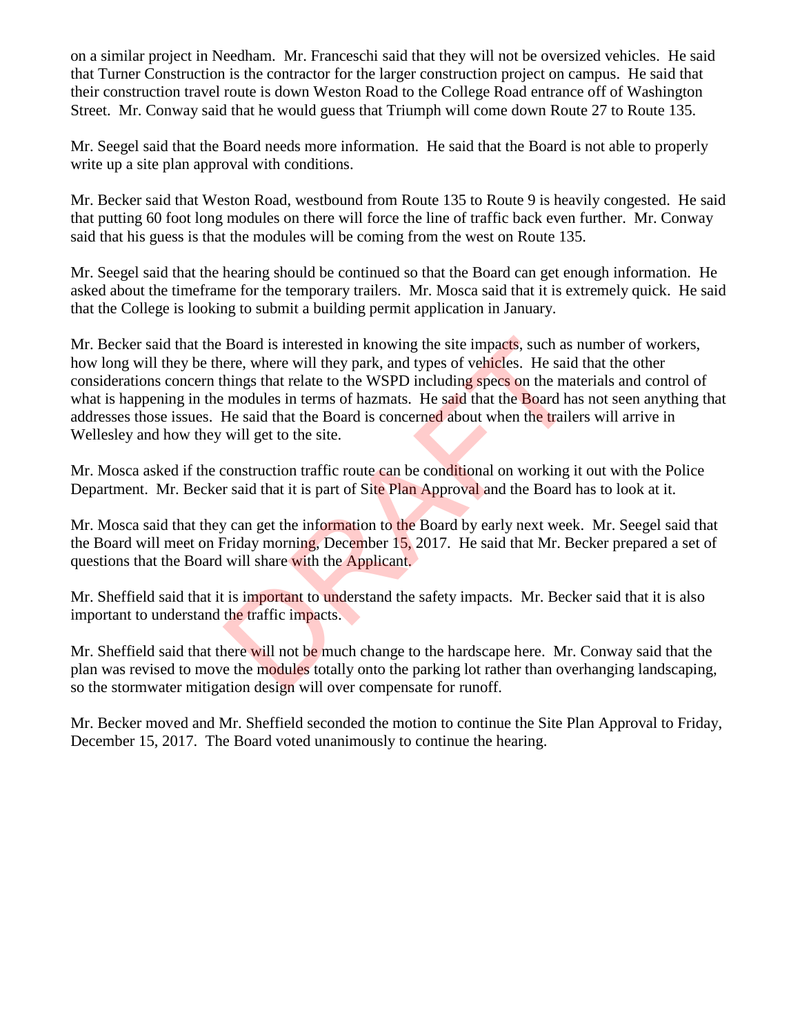on a similar project in Needham. Mr. Franceschi said that they will not be oversized vehicles. He said that Turner Construction is the contractor for the larger construction project on campus. He said that their construction travel route is down Weston Road to the College Road entrance off of Washington Street. Mr. Conway said that he would guess that Triumph will come down Route 27 to Route 135.

Mr. Seegel said that the Board needs more information. He said that the Board is not able to properly write up a site plan approval with conditions.

Mr. Becker said that Weston Road, westbound from Route 135 to Route 9 is heavily congested. He said that putting 60 foot long modules on there will force the line of traffic back even further. Mr. Conway said that his guess is that the modules will be coming from the west on Route 135.

Mr. Seegel said that the hearing should be continued so that the Board can get enough information. He asked about the timeframe for the temporary trailers. Mr. Mosca said that it is extremely quick. He said that the College is looking to submit a building permit application in January.

Mr. Becker said that the Board is interested in knowing the site impacts, such as number of workers, how long will they be there, where will they park, and types of vehicles. He said that the other considerations concern things that relate to the WSPD including specs on the materials and control of what is happening in the modules in terms of hazmats. He said that the Board has not seen anything that addresses those issues. He said that the Board is concerned about when the trailers will arrive in Wellesley and how they will get to the site.

Mr. Mosca asked if the construction traffic route can be conditional on working it out with the Police Department. Mr. Becker said that it is part of Site Plan Approval and the Board has to look at it.

Mr. Mosca said that they can get the information to the Board by early next week. Mr. Seegel said that the Board will meet on Friday morning, December 15, 2017. He said that Mr. Becker prepared a set of questions that the Board will share with the Applicant.

Mr. Sheffield said that it is important to understand the safety impacts. Mr. Becker said that it is also important to understand the traffic impacts.

Mr. Sheffield said that there will not be much change to the hardscape here. Mr. Conway said that the plan was revised to move the modules totally onto the parking lot rather than overhanging landscaping, so the stormwater mitigation design will over compensate for runoff.

Mr. Becker moved and Mr. Sheffield seconded the motion to continue the Site Plan Approval to Friday, December 15, 2017. The Board voted unanimously to continue the hearing.